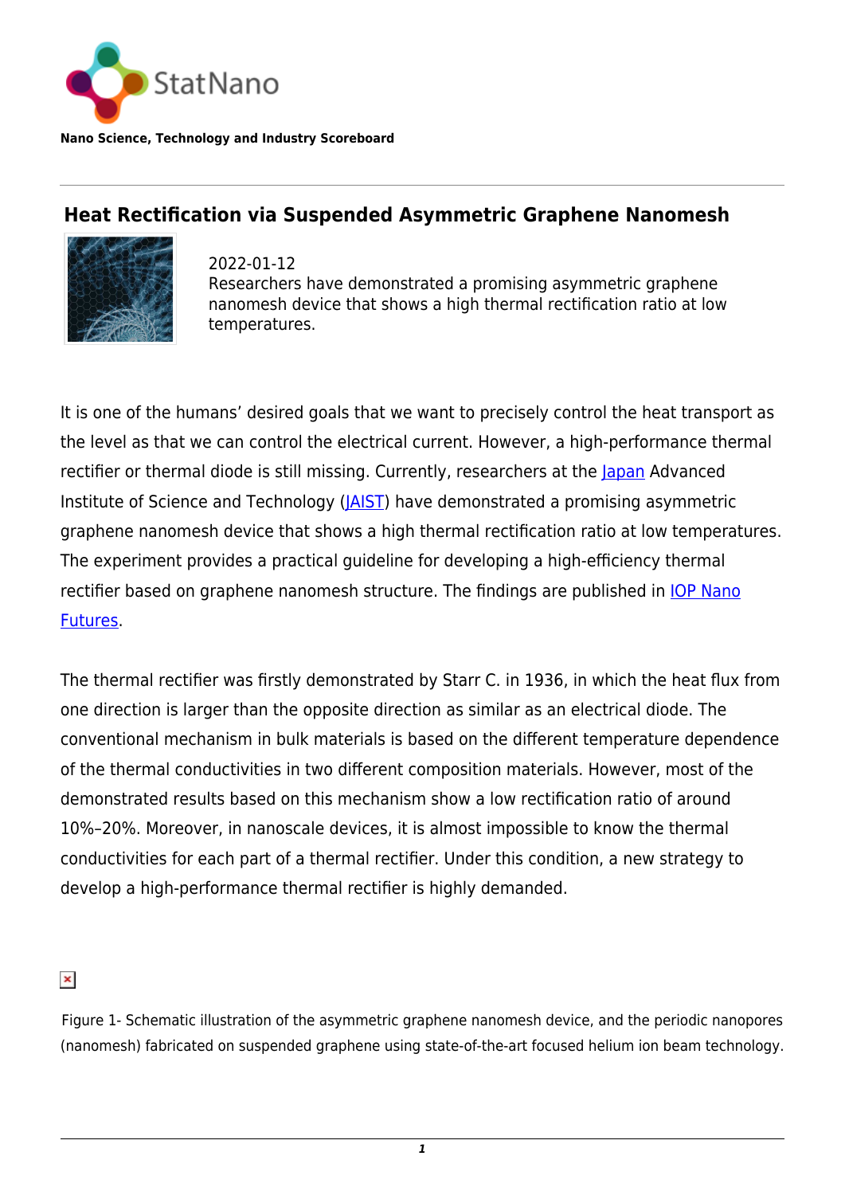StatNano

**Nano Science, Technology and Industry Scoreboard**

## Heat Rectification via Suspended Asymmetric Graphene Nanomesh

2022-01-12
Researchers have demonstrated a promising asymmetric graphene nanomesh device that shows a high thermal rectification ratio at low temperatures.

It is one of the humans' desired goals that we want to precisely control the heat transport as the level as that we can control the electrical current. However, a high-performance thermal rectifier or thermal diode is still missing. Currently, researchers at the Japan Advanced Institute of Science and Technology (JAIST) have demonstrated a promising asymmetric graphene nanomesh device that shows a high thermal rectification ratio at low temperatures. The experiment provides a practical guideline for developing a high-efficiency thermal rectifier based on graphene nanomesh structure. The findings are published in IOP Nano Futures.

The thermal rectifier was firstly demonstrated by Starr C. in 1936, in which the heat flux from one direction is larger than the opposite direction as similar as an electrical diode. The conventional mechanism in bulk materials is based on the different temperature dependence of the thermal conductivities in two different composition materials. However, most of the demonstrated results based on this mechanism show a low rectification ratio of around 10%–20%. Moreover, in nanoscale devices, it is almost impossible to know the thermal conductivities for each part of a thermal rectifier. Under this condition, a new strategy to develop a high-performance thermal rectifier is highly demanded.

Figure 1- Schematic illustration of the asymmetric graphene nanomesh device, and the periodic nanopores (nanomesh) fabricated on suspended graphene using state-of-the-art focused helium ion beam technology.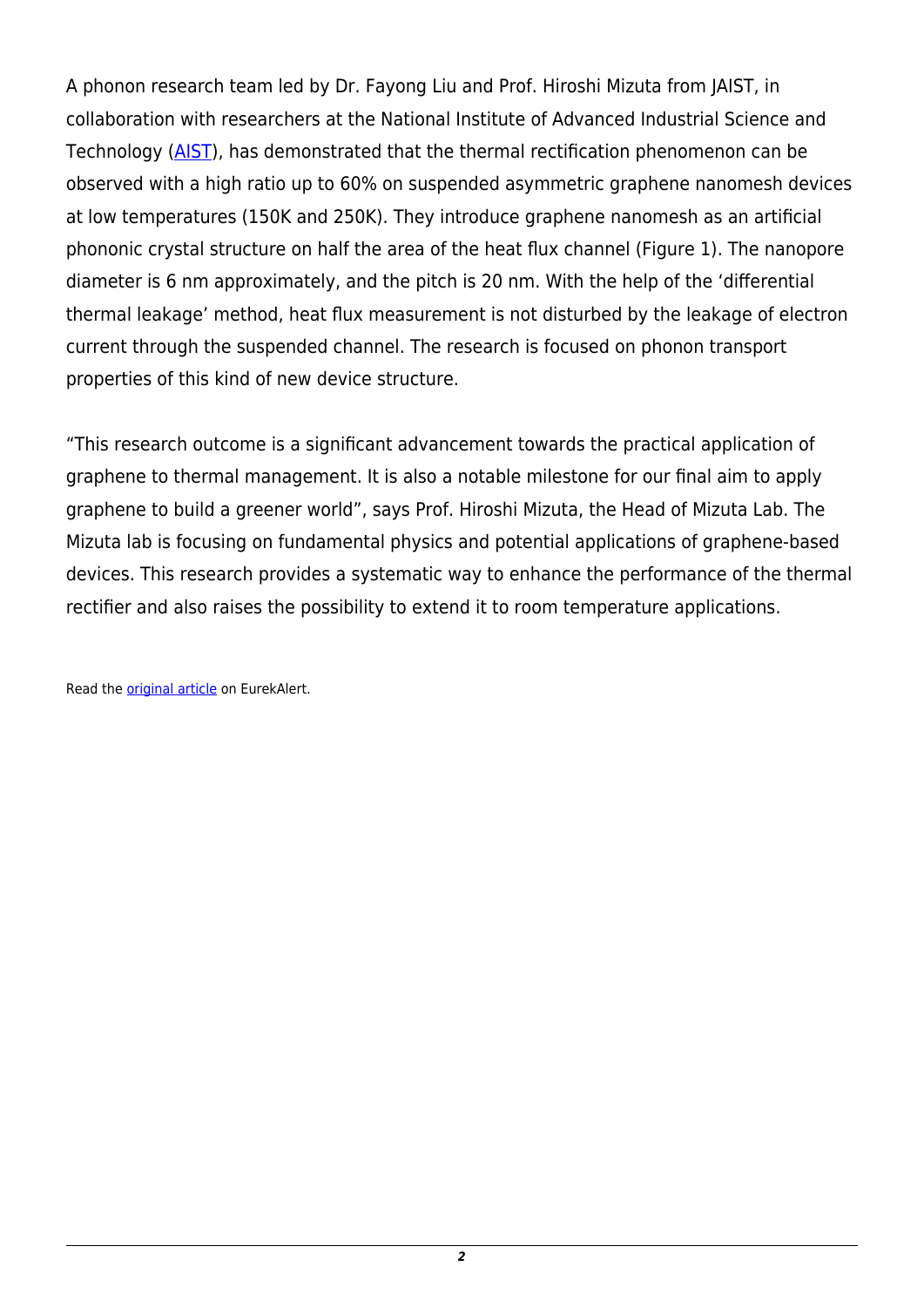A phonon research team led by Dr. Fayong Liu and Prof. Hiroshi Mizuta from JAIST, in collaboration with researchers at the National Institute of Advanced Industrial Science and Technology (AIST), has demonstrated that the thermal rectification phenomenon can be observed with a high ratio up to 60% on suspended asymmetric graphene nanomesh devices at low temperatures (150K and 250K). They introduce graphene nanomesh as an artificial phononic crystal structure on half the area of the heat flux channel (Figure 1). The nanopore diameter is 6 nm approximately, and the pitch is 20 nm. With the help of the 'differential thermal leakage' method, heat flux measurement is not disturbed by the leakage of electron current through the suspended channel. The research is focused on phonon transport properties of this kind of new device structure.

"This research outcome is a significant advancement towards the practical application of graphene to thermal management. It is also a notable milestone for our final aim to apply graphene to build a greener world", says Prof. Hiroshi Mizuta, the Head of Mizuta Lab. The Mizuta lab is focusing on fundamental physics and potential applications of graphene-based devices. This research provides a systematic way to enhance the performance of the thermal rectifier and also raises the possibility to extend it to room temperature applications.

Read the original article on EurekAlert.